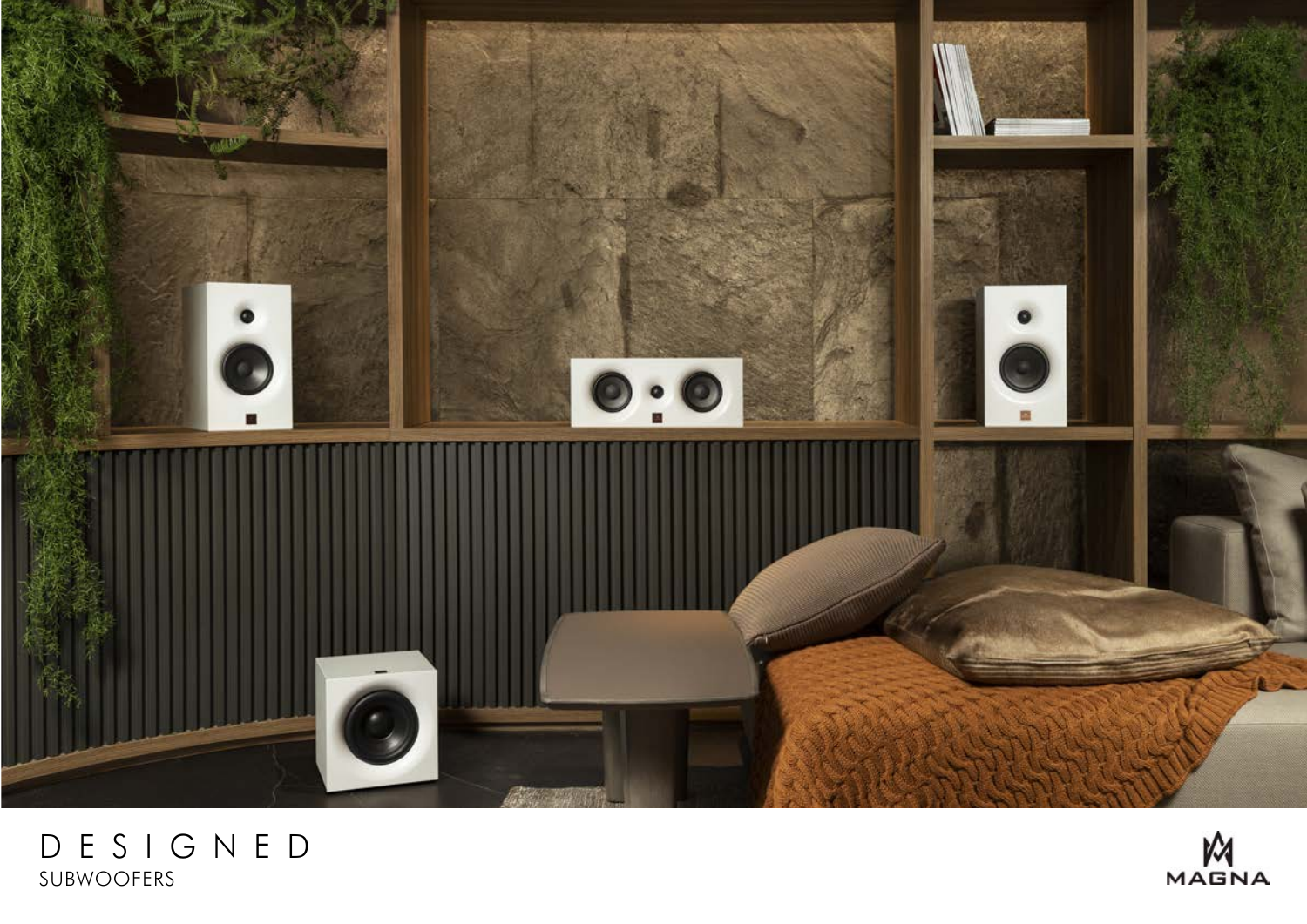# DESIGNED
SUBWOOFERS

MAGNA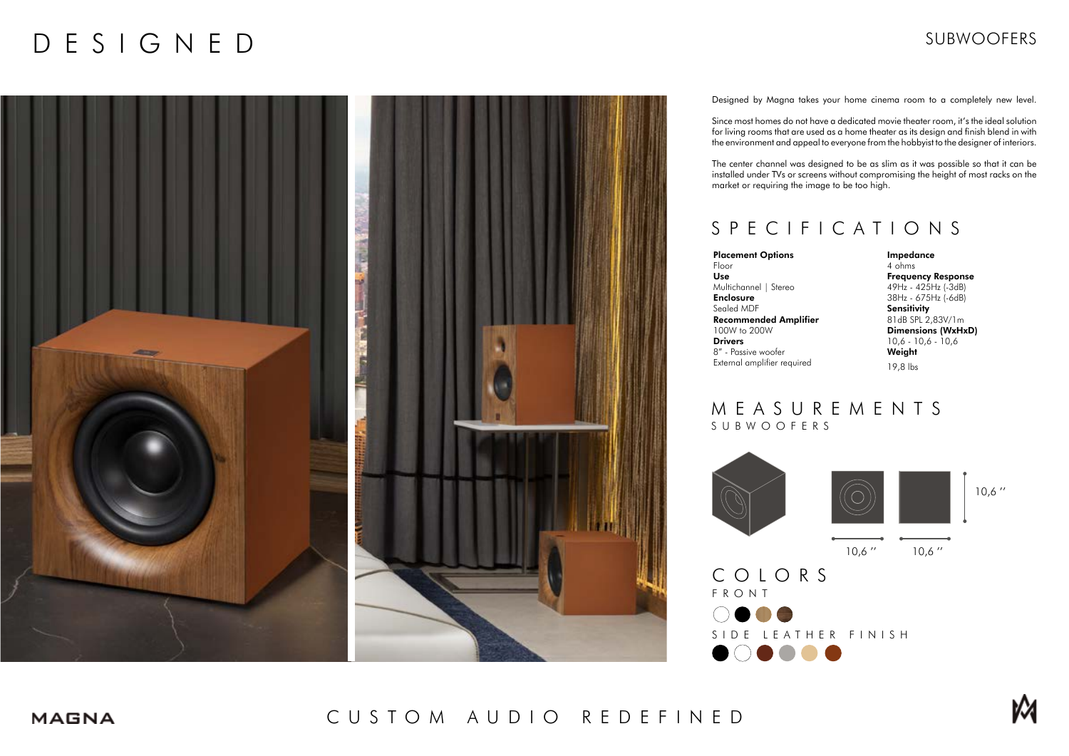# D E S I G N E D

SUBWOOFERS

Designed by Magna takes your home cinema room to a completely new level.

Since most homes do not have a dedicated movie theater room, it's the ideal solution for living rooms that are used as a home theater as its design and finish blend in with the environment and appeal to everyone from the hobbyist to the designer of interiors.

The center channel was designed to be as slim as it was possible so that it can be installed under TVs or screens without compromising the height of most racks on the market or requiring the image to be too high.

## S P E C I F I C A T I O N S

**Placement Options**
Floor

**Use**
Multichannel | Stereo

**Enclosure**
Sealed MDF

**Recommended Amplifier**
100W to 200W

**Drivers**
8" - Passive woofer
External amplifier required

**Impedance**
4 ohms

**Frequency Response**
49Hz - 425Hz (-3dB)
38Hz - 675Hz (-6dB)

**Sensitivity**
81dB SPL 2,83V/1m

**Dimensions (WxHxD)**
10,6 - 10,6 - 10,6

**Weight**
19,8 lbs

## M E A S U R E M E N T S

S U B W O O F E R S

10,6 ''

10,6 ''

10,6 ''

## C O L O R S

F R O N T

S I D E L E A T H E R F I N I S H

C U S T O M A U D I O R E D E F I N E D